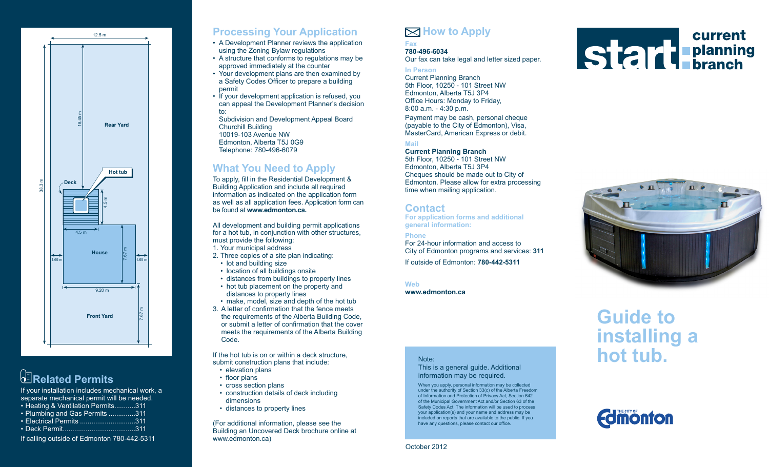12.5 m

38.3 m

18.45 m

Rear Yard

Hot tub

Deck

4.5 m

4.5 m

House

1.65 m

7.67 m

1.65 m

9.20 m

Front Yard

7.67 m

## Related Permits

If your installation includes mechanical work, a separate mechanical permit will be needed.

- Heating & Ventilation Permits...........311
- Plumbing and Gas Permits .............311
- Electrical Permits .............................311
- Deck Permit.....................................311

If calling outside of Edmonton 780-442-5311

## Processing Your Application

- A Development Planner reviews the application using the Zoning Bylaw regulations
- A structure that conforms to regulations may be approved immediately at the counter
- Your development plans are then examined by a Safety Codes Officer to prepare a building permit
- If your development application is refused, you can appeal the Development Planner's decision to:

  Subdivision and Development Appeal Board
  Churchill Building
  10019-103 Avenue NW
  Edmonton, Alberta T5J 0G9
  Telephone: 780-496-6079

## What You Need to Apply

To apply, fill in the Residential Development & Building Application and include all required information as indicated on the application form as well as all application fees. Application form can be found at **www.edmonton.ca.**

All development and building permit applications for a hot tub, in conjunction with other structures, must provide the following:

1. Your municipal address
2. Three copies of a site plan indicating:
   - lot and building size
   - location of all buildings onsite
   - distances from buildings to property lines
   - hot tub placement on the property and distances to property lines
   - make, model, size and depth of the hot tub
3. A letter of confirmation that the fence meets the requirements of the Alberta Building Code, or submit a letter of confirmation that the cover meets the requirements of the Alberta Building Code.

If the hot tub is on or within a deck structure, submit construction plans that include:

- elevation plans
- floor plans
- cross section plans
- construction details of deck including dimensions
- distances to property lines

(For additional information, please see the Building an Uncovered Deck brochure online at www.edmonton.ca)

## How to Apply

**Fax**
**780-496-6034**
Our fax can take legal and letter sized paper.

**In Person**
Current Planning Branch
5th Floor, 10250 - 101 Street NW
Edmonton, Alberta T5J 3P4
Office Hours: Monday to Friday,
8:00 a.m. - 4:30 p.m.

Payment may be cash, personal cheque (payable to the City of Edmonton), Visa, MasterCard, American Express or debit.

**Mail**
**Current Planning Branch**
5th Floor, 10250 - 101 Street NW
Edmonton, Alberta T5J 3P4
Cheques should be made out to City of Edmonton. Please allow for extra processing time when mailing application.

## Contact

**For application forms and additional general information:**

**Phone**
For 24-hour information and access to City of Edmonton programs and services: **311**

If outside of Edmonton: **780-442-5311**

**Web**
**www.edmonton.ca**

Note:
This is a general guide. Additional information may be required.

When you apply, personal information may be collected under the authority of Section 33(c) of the Alberta Freedom of Information and Protection of Privacy Act, Section 642 of the Municipal Government Act and/or Section 63 of the Safety Codes Act. The information will be used to process your application(s) and your name and address may be included on reports that are available to the public. If you have any questions, please contact our office.

October 2012

start current planning branch

# Guide to installing a hot tub.

The City of Edmonton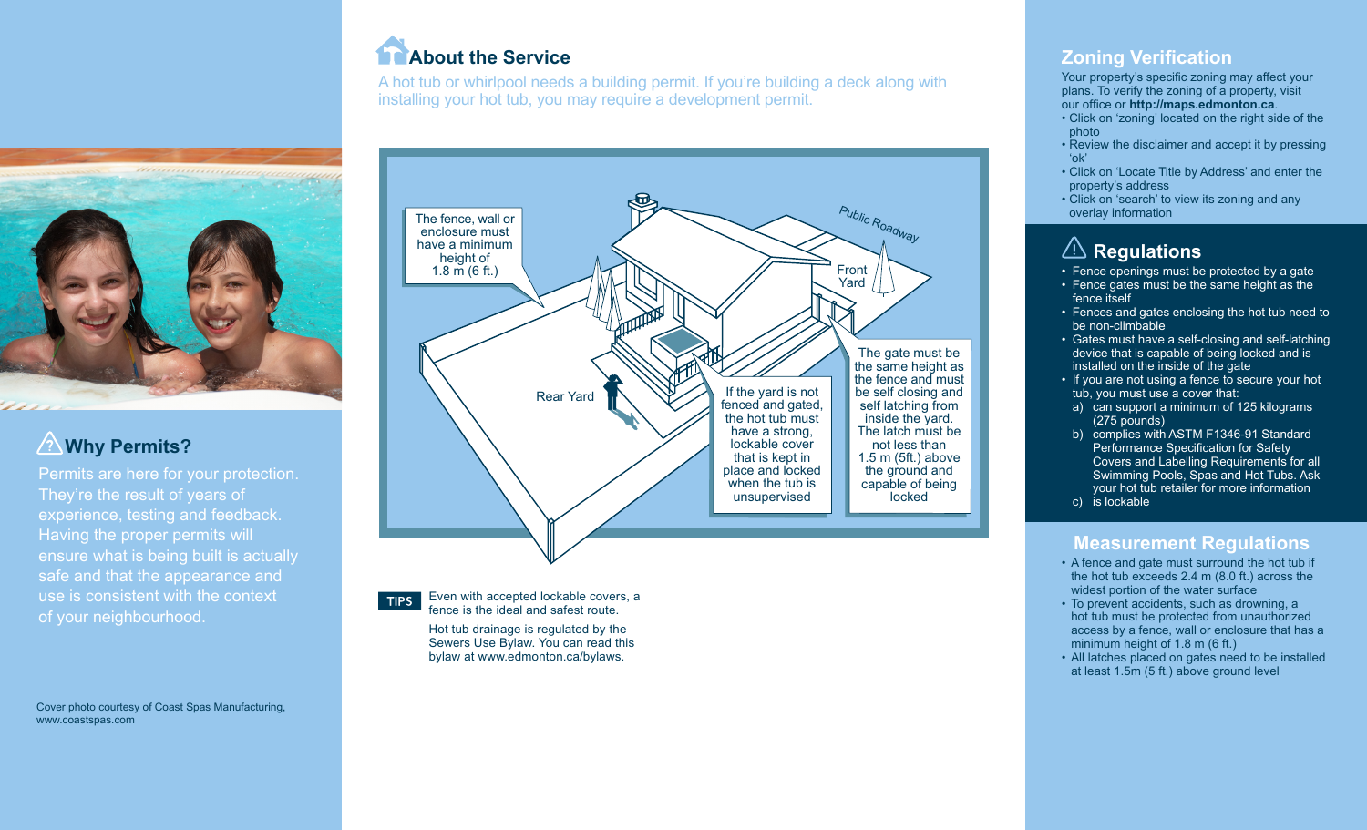## Why Permits?

Permits are here for your protection. They're the result of years of experience, testing and feedback. Having the proper permits will ensure what is being built is actually safe and that the appearance and use is consistent with the context of your neighbourhood.

Cover photo courtesy of Coast Spas Manufacturing, www.coastspas.com

## About the Service

A hot tub or whirlpool needs a building permit. If you're building a deck along with installing your hot tub, you may require a development permit.

The fence, wall or enclosure must have a minimum height of 1.8 m (6 ft.)

Public Roadway

Front Yard

Rear Yard

If the yard is not fenced and gated, the hot tub must have a strong, lockable cover that is kept in place and locked when the tub is unsupervised

The gate must be the same height as the fence and must be self closing and self latching from inside the yard. The latch must be not less than 1.5 m (5ft.) above the ground and capable of being locked

**TIPS**

Even with accepted lockable covers, a fence is the ideal and safest route.

Hot tub drainage is regulated by the Sewers Use Bylaw. You can read this bylaw at www.edmonton.ca/bylaws.

## Zoning Verification

Your property's specific zoning may affect your plans. To verify the zoning of a property, visit our office or **http://maps.edmonton.ca**.

- Click on 'zoning' located on the right side of the photo
- Review the disclaimer and accept it by pressing 'ok'
- Click on 'Locate Title by Address' and enter the property's address
- Click on 'search' to view its zoning and any overlay information

## Regulations

- Fence openings must be protected by a gate
- Fence gates must be the same height as the fence itself
- Fences and gates enclosing the hot tub need to be non-climbable
- Gates must have a self-closing and self-latching device that is capable of being locked and is installed on the inside of the gate
- If you are not using a fence to secure your hot tub, you must use a cover that:
  a) can support a minimum of 125 kilograms (275 pounds)
  b) complies with ASTM F1346-91 Standard Performance Specification for Safety Covers and Labelling Requirements for all Swimming Pools, Spas and Hot Tubs. Ask your hot tub retailer for more information
  c) is lockable

## Measurement Regulations

- A fence and gate must surround the hot tub if the hot tub exceeds 2.4 m (8.0 ft.) across the widest portion of the water surface
- To prevent accidents, such as drowning, a hot tub must be protected from unauthorized access by a fence, wall or enclosure that has a minimum height of 1.8 m (6 ft.)
- All latches placed on gates need to be installed at least 1.5m (5 ft.) above ground level